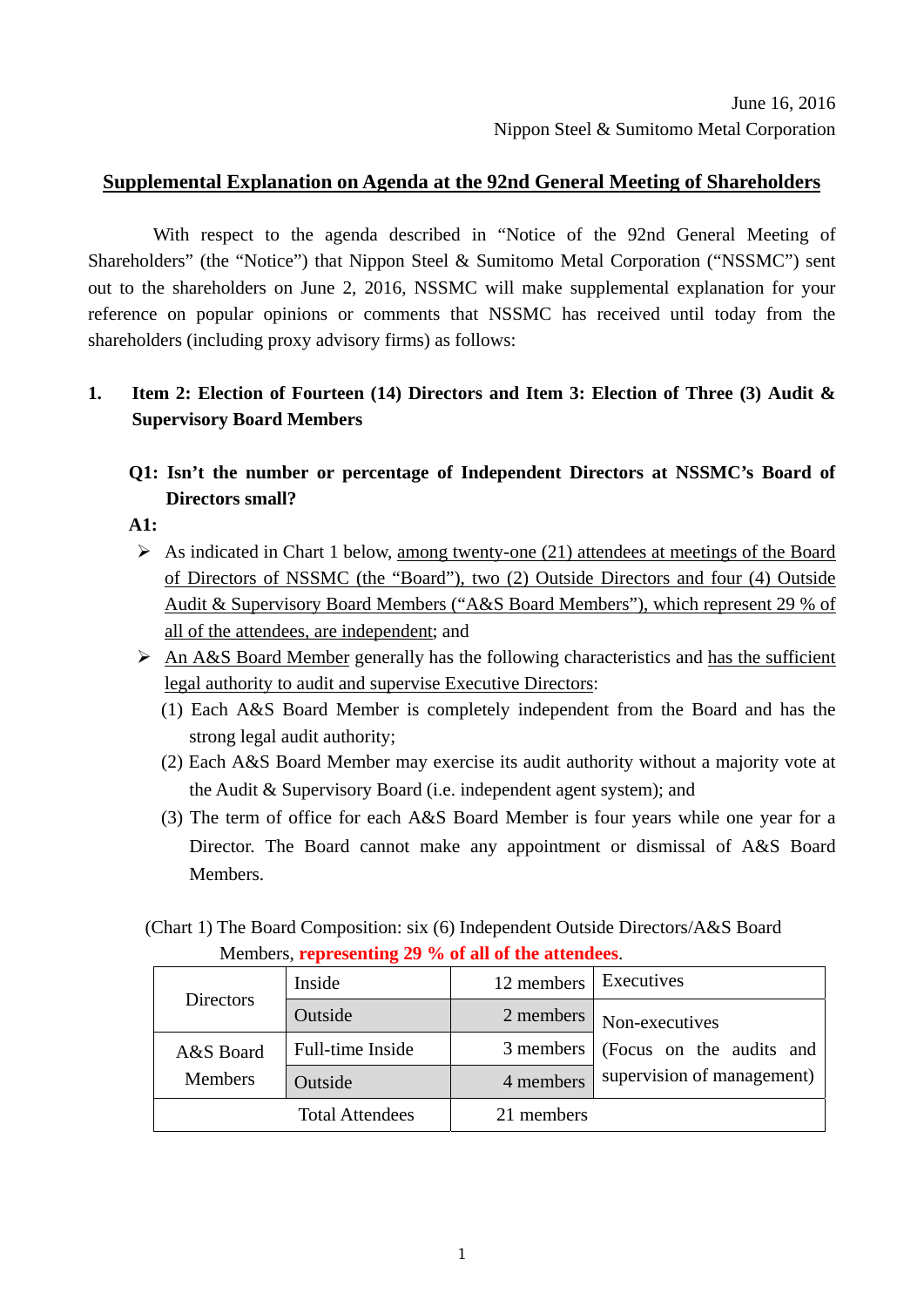June 16, 2016

Nippon Steel & Sumitomo Metal Corporation

# Supplemental Explanation on Agenda at the 92nd General Meeting of Shareholders

With respect to the agenda described in "Notice of the 92nd General Meeting of Shareholders" (the "Notice") that Nippon Steel & Sumitomo Metal Corporation ("NSSMC") sent out to the shareholders on June 2, 2016, NSSMC will make supplemental explanation for your reference on popular opinions or comments that NSSMC has received until today from the shareholders (including proxy advisory firms) as follows:

## 1. Item 2: Election of Fourteen (14) Directors and Item 3: Election of Three (3) Audit & Supervisory Board Members

**Q1: Isn't the number or percentage of Independent Directors at NSSMC's Board of Directors small?**

**A1:**

- As indicated in Chart 1 below, among twenty-one (21) attendees at meetings of the Board of Directors of NSSMC (the "Board"), two (2) Outside Directors and four (4) Outside Audit & Supervisory Board Members ("A&S Board Members"), which represent 29 % of all of the attendees, are independent; and
- An A&S Board Member generally has the following characteristics and has the sufficient legal authority to audit and supervise Executive Directors:
  (1) Each A&S Board Member is completely independent from the Board and has the strong legal audit authority;
  (2) Each A&S Board Member may exercise its audit authority without a majority vote at the Audit & Supervisory Board (i.e. independent agent system); and
  (3) The term of office for each A&S Board Member is four years while one year for a Director. The Board cannot make any appointment or dismissal of A&S Board Members.

(Chart 1) The Board Composition: six (6) Independent Outside Directors/A&S Board Members, **representing 29 % of all of the attendees**.

| | | | |
|---|---|---|---|
| Directors | Inside | 12 members | Executives |
| | Outside | 2 members | Non-executives (Focus on the audits and supervision of management) |
| A&S Board Members | Full-time Inside | 3 members | |
| | Outside | 4 members | |
| Total Attendees | | 21 members | |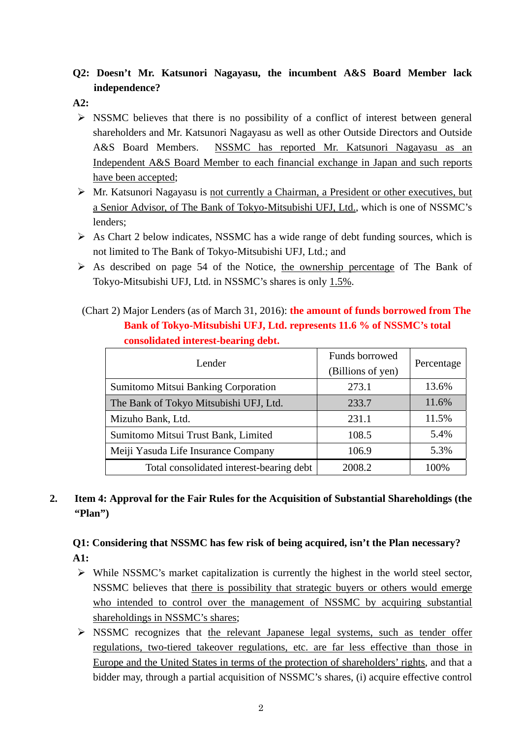**Q2: Doesn't Mr. Katsunori Nagayasu, the incumbent A&S Board Member lack independence?**

**A2:**

- NSSMC believes that there is no possibility of a conflict of interest between general shareholders and Mr. Katsunori Nagayasu as well as other Outside Directors and Outside A&S Board Members. NSSMC has reported Mr. Katsunori Nagayasu as an Independent A&S Board Member to each financial exchange in Japan and such reports have been accepted;
- Mr. Katsunori Nagayasu is not currently a Chairman, a President or other executives, but a Senior Advisor, of The Bank of Tokyo-Mitsubishi UFJ, Ltd., which is one of NSSMC's lenders;
- As Chart 2 below indicates, NSSMC has a wide range of debt funding sources, which is not limited to The Bank of Tokyo-Mitsubishi UFJ, Ltd.; and
- As described on page 54 of the Notice, the ownership percentage of The Bank of Tokyo-Mitsubishi UFJ, Ltd. in NSSMC's shares is only 1.5%.

(Chart 2) Major Lenders (as of March 31, 2016): **the amount of funds borrowed from The Bank of Tokyo-Mitsubishi UFJ, Ltd. represents 11.6 % of NSSMC's total consolidated interest-bearing debt.**

| Lender | Funds borrowed (Billions of yen) | Percentage |
|---|---|---|
| Sumitomo Mitsui Banking Corporation | 273.1 | 13.6% |
| The Bank of Tokyo Mitsubishi UFJ, Ltd. | 233.7 | 11.6% |
| Mizuho Bank, Ltd. | 231.1 | 11.5% |
| Sumitomo Mitsui Trust Bank, Limited | 108.5 | 5.4% |
| Meiji Yasuda Life Insurance Company | 106.9 | 5.3% |
| Total consolidated interest-bearing debt | 2008.2 | 100% |

## 2. Item 4: Approval for the Fair Rules for the Acquisition of Substantial Shareholdings (the "Plan")

**Q1: Considering that NSSMC has few risk of being acquired, isn't the Plan necessary?**

**A1:**

- While NSSMC's market capitalization is currently the highest in the world steel sector, NSSMC believes that there is possibility that strategic buyers or others would emerge who intended to control over the management of NSSMC by acquiring substantial shareholdings in NSSMC's shares;
- NSSMC recognizes that the relevant Japanese legal systems, such as tender offer regulations, two-tiered takeover regulations, etc. are far less effective than those in Europe and the United States in terms of the protection of shareholders' rights, and that a bidder may, through a partial acquisition of NSSMC's shares, (i) acquire effective control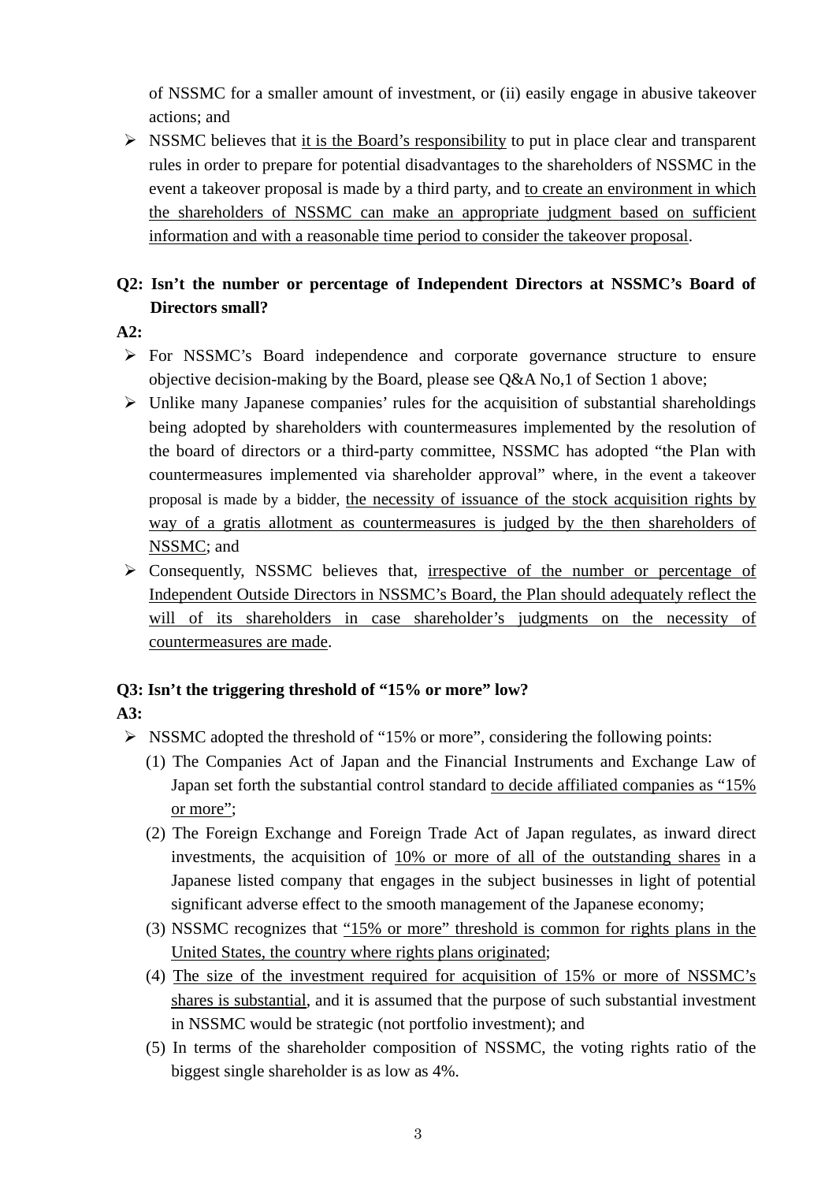of NSSMC for a smaller amount of investment, or (ii) easily engage in abusive takeover actions; and

- NSSMC believes that it is the Board's responsibility to put in place clear and transparent rules in order to prepare for potential disadvantages to the shareholders of NSSMC in the event a takeover proposal is made by a third party, and to create an environment in which the shareholders of NSSMC can make an appropriate judgment based on sufficient information and with a reasonable time period to consider the takeover proposal.

**Q2: Isn't the number or percentage of Independent Directors at NSSMC's Board of Directors small?**

**A2:**

- For NSSMC's Board independence and corporate governance structure to ensure objective decision-making by the Board, please see Q&A No,1 of Section 1 above;
- Unlike many Japanese companies' rules for the acquisition of substantial shareholdings being adopted by shareholders with countermeasures implemented by the resolution of the board of directors or a third-party committee, NSSMC has adopted "the Plan with countermeasures implemented via shareholder approval" where, in the event a takeover proposal is made by a bidder, the necessity of issuance of the stock acquisition rights by way of a gratis allotment as countermeasures is judged by the then shareholders of NSSMC; and
- Consequently, NSSMC believes that, irrespective of the number or percentage of Independent Outside Directors in NSSMC's Board, the Plan should adequately reflect the will of its shareholders in case shareholder's judgments on the necessity of countermeasures are made.

**Q3: Isn't the triggering threshold of "15% or more" low?**

**A3:**

- NSSMC adopted the threshold of "15% or more", considering the following points:
  1. The Companies Act of Japan and the Financial Instruments and Exchange Law of Japan set forth the substantial control standard to decide affiliated companies as "15% or more";
  2. The Foreign Exchange and Foreign Trade Act of Japan regulates, as inward direct investments, the acquisition of 10% or more of all of the outstanding shares in a Japanese listed company that engages in the subject businesses in light of potential significant adverse effect to the smooth management of the Japanese economy;
  3. NSSMC recognizes that "15% or more" threshold is common for rights plans in the United States, the country where rights plans originated;
  4. The size of the investment required for acquisition of 15% or more of NSSMC's shares is substantial, and it is assumed that the purpose of such substantial investment in NSSMC would be strategic (not portfolio investment); and
  5. In terms of the shareholder composition of NSSMC, the voting rights ratio of the biggest single shareholder is as low as 4%.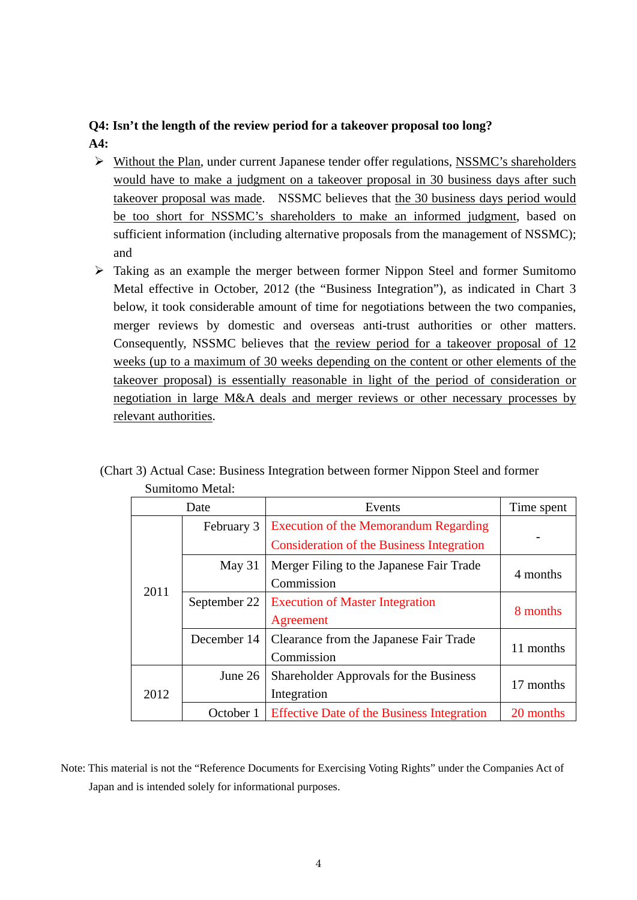**Q4: Isn't the length of the review period for a takeover proposal too long?**

**A4:**

- Without the Plan, under current Japanese tender offer regulations, NSSMC's shareholders would have to make a judgment on a takeover proposal in 30 business days after such takeover proposal was made. NSSMC believes that the 30 business days period would be too short for NSSMC's shareholders to make an informed judgment, based on sufficient information (including alternative proposals from the management of NSSMC); and
- Taking as an example the merger between former Nippon Steel and former Sumitomo Metal effective in October, 2012 (the "Business Integration"), as indicated in Chart 3 below, it took considerable amount of time for negotiations between the two companies, merger reviews by domestic and overseas anti-trust authorities or other matters. Consequently, NSSMC believes that the review period for a takeover proposal of 12 weeks (up to a maximum of 30 weeks depending on the content or other elements of the takeover proposal) is essentially reasonable in light of the period of consideration or negotiation in large M&A deals and merger reviews or other necessary processes by relevant authorities.

(Chart 3) Actual Case: Business Integration between former Nippon Steel and former Sumitomo Metal:

| Date | | Events | Time spent |
|---|---|---|---|
| 2011 | February 3 | Execution of the Memorandum Regarding Consideration of the Business Integration | - |
| | May 31 | Merger Filing to the Japanese Fair Trade Commission | 4 months |
| | September 22 | Execution of Master Integration Agreement | 8 months |
| | December 14 | Clearance from the Japanese Fair Trade Commission | 11 months |
| 2012 | June 26 | Shareholder Approvals for the Business Integration | 17 months |
| | October 1 | Effective Date of the Business Integration | 20 months |

Note: This material is not the "Reference Documents for Exercising Voting Rights" under the Companies Act of Japan and is intended solely for informational purposes.